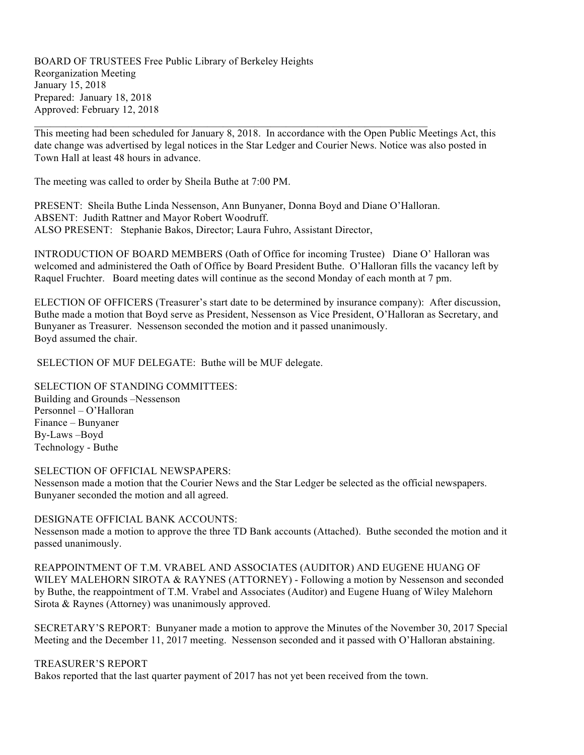BOARD OF TRUSTEES Free Public Library of Berkeley Heights
Reorganization Meeting
January 15, 2018
Prepared: January 18, 2018
Approved: February 12, 2018

---

This meeting had been scheduled for January 8, 2018. In accordance with the Open Public Meetings Act, this date change was advertised by legal notices in the Star Ledger and Courier News. Notice was also posted in Town Hall at least 48 hours in advance.

The meeting was called to order by Sheila Buthe at 7:00 PM.

PRESENT: Sheila Buthe Linda Nessenson, Ann Bunyaner, Donna Boyd and Diane O'Halloran.
ABSENT: Judith Rattner and Mayor Robert Woodruff.
ALSO PRESENT: Stephanie Bakos, Director; Laura Fuhro, Assistant Director,

INTRODUCTION OF BOARD MEMBERS (Oath of Office for incoming Trustee) Diane O' Halloran was welcomed and administered the Oath of Office by Board President Buthe. O'Halloran fills the vacancy left by Raquel Fruchter. Board meeting dates will continue as the second Monday of each month at 7 pm.

ELECTION OF OFFICERS (Treasurer's start date to be determined by insurance company): After discussion, Buthe made a motion that Boyd serve as President, Nessenson as Vice President, O'Halloran as Secretary, and Bunyaner as Treasurer. Nessenson seconded the motion and it passed unanimously.
Boyd assumed the chair.

SELECTION OF MUF DELEGATE: Buthe will be MUF delegate.

SELECTION OF STANDING COMMITTEES:
Building and Grounds –Nessenson
Personnel – O'Halloran
Finance – Bunyaner
By-Laws –Boyd
Technology - Buthe

SELECTION OF OFFICIAL NEWSPAPERS:
Nessenson made a motion that the Courier News and the Star Ledger be selected as the official newspapers. Bunyaner seconded the motion and all agreed.

DESIGNATE OFFICIAL BANK ACCOUNTS:
Nessenson made a motion to approve the three TD Bank accounts (Attached). Buthe seconded the motion and it passed unanimously.

REAPPOINTMENT OF T.M. VRABEL AND ASSOCIATES (AUDITOR) AND EUGENE HUANG OF WILEY MALEHORN SIROTA & RAYNES (ATTORNEY) - Following a motion by Nessenson and seconded by Buthe, the reappointment of T.M. Vrabel and Associates (Auditor) and Eugene Huang of Wiley Malehorn Sirota & Raynes (Attorney) was unanimously approved.

SECRETARY'S REPORT: Bunyaner made a motion to approve the Minutes of the November 30, 2017 Special Meeting and the December 11, 2017 meeting. Nessenson seconded and it passed with O'Halloran abstaining.

TREASURER'S REPORT
Bakos reported that the last quarter payment of 2017 has not yet been received from the town.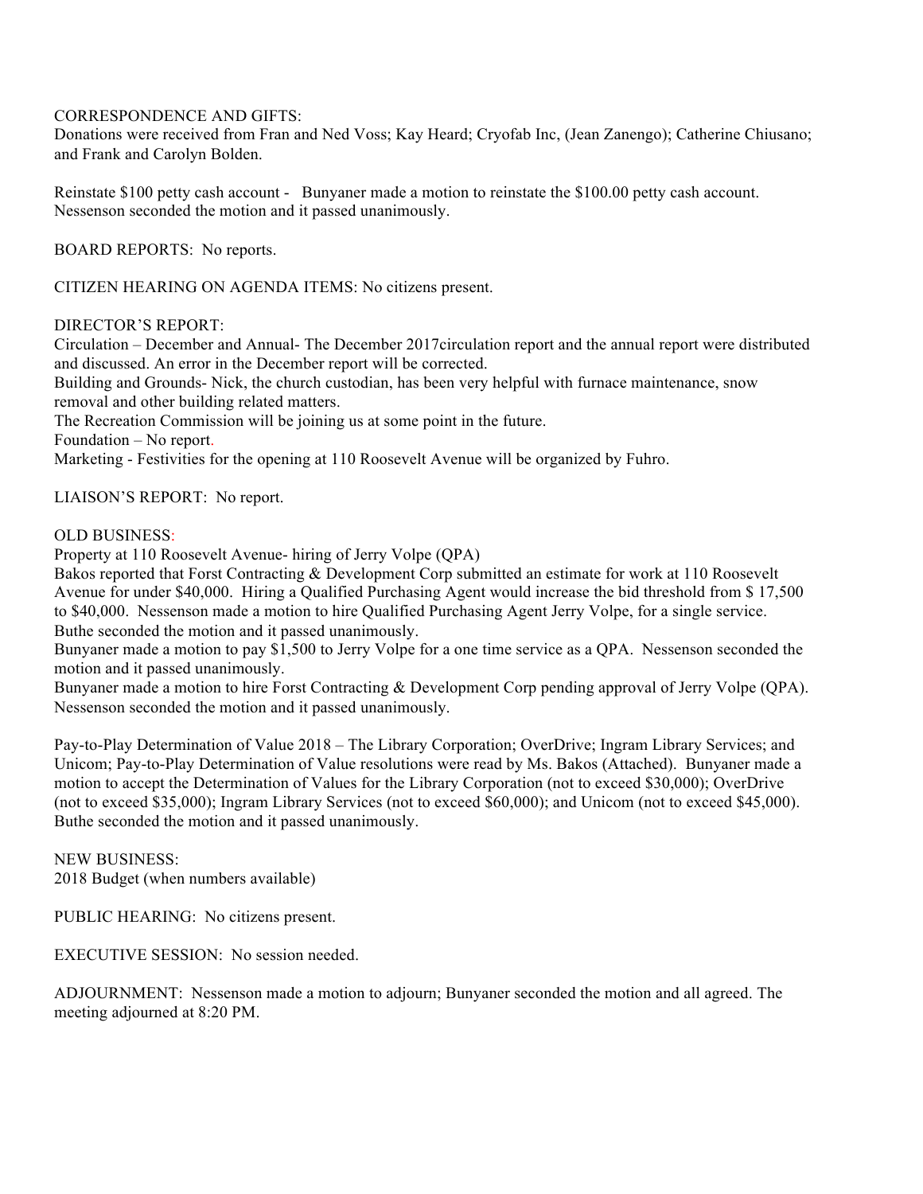CORRESPONDENCE AND GIFTS:
Donations were received from Fran and Ned Voss; Kay Heard; Cryofab Inc, (Jean Zanengo); Catherine Chiusano; and Frank and Carolyn Bolden.

Reinstate $100 petty cash account - Bunyaner made a motion to reinstate the $100.00 petty cash account. Nessenson seconded the motion and it passed unanimously.

BOARD REPORTS: No reports.

CITIZEN HEARING ON AGENDA ITEMS: No citizens present.

DIRECTOR'S REPORT:
Circulation – December and Annual- The December 2017circulation report and the annual report were distributed and discussed. An error in the December report will be corrected.
Building and Grounds- Nick, the church custodian, has been very helpful with furnace maintenance, snow removal and other building related matters.
The Recreation Commission will be joining us at some point in the future.
Foundation – No report.
Marketing - Festivities for the opening at 110 Roosevelt Avenue will be organized by Fuhro.

LIAISON'S REPORT: No report.

OLD BUSINESS:
Property at 110 Roosevelt Avenue- hiring of Jerry Volpe (QPA)
Bakos reported that Forst Contracting & Development Corp submitted an estimate for work at 110 Roosevelt Avenue for under $40,000. Hiring a Qualified Purchasing Agent would increase the bid threshold from $ 17,500 to $40,000. Nessenson made a motion to hire Qualified Purchasing Agent Jerry Volpe, for a single service. Buthe seconded the motion and it passed unanimously.
Bunyaner made a motion to pay $1,500 to Jerry Volpe for a one time service as a QPA. Nessenson seconded the motion and it passed unanimously.
Bunyaner made a motion to hire Forst Contracting & Development Corp pending approval of Jerry Volpe (QPA). Nessenson seconded the motion and it passed unanimously.

Pay-to-Play Determination of Value 2018 – The Library Corporation; OverDrive; Ingram Library Services; and Unicom; Pay-to-Play Determination of Value resolutions were read by Ms. Bakos (Attached). Bunyaner made a motion to accept the Determination of Values for the Library Corporation (not to exceed $30,000); OverDrive (not to exceed $35,000); Ingram Library Services (not to exceed $60,000); and Unicom (not to exceed $45,000). Buthe seconded the motion and it passed unanimously.

NEW BUSINESS:
2018 Budget (when numbers available)

PUBLIC HEARING: No citizens present.

EXECUTIVE SESSION: No session needed.

ADJOURNMENT: Nessenson made a motion to adjourn; Bunyaner seconded the motion and all agreed. The meeting adjourned at 8:20 PM.